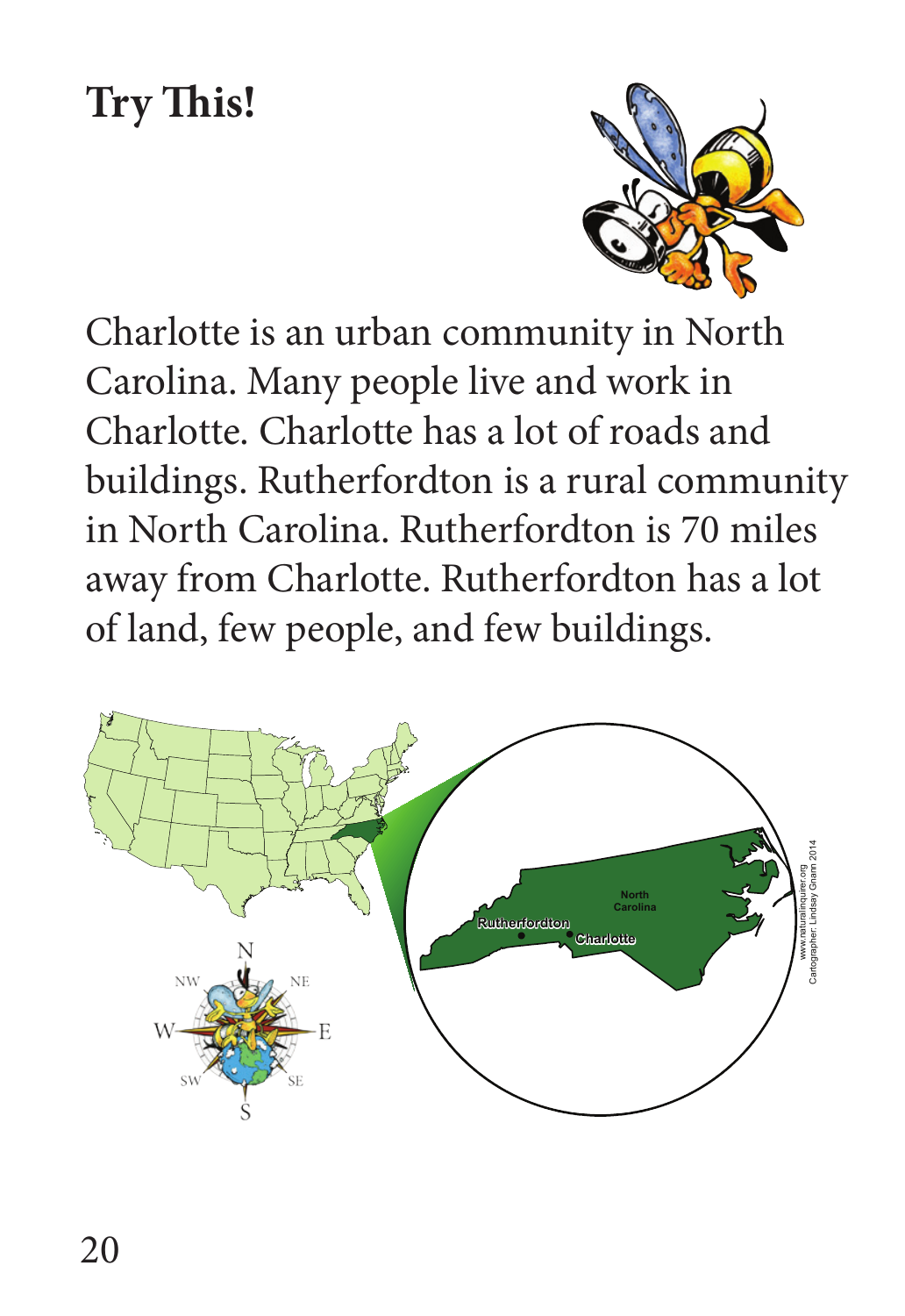# Try This!

Charlotte is an urban community in North Carolina. Many people live and work in Charlotte. Charlotte has a lot of roads and buildings. Rutherfordton is a rural community in North Carolina. Rutherfordton is 70 miles away from Charlotte. Rutherfordton has a lot of land, few people, and few buildings.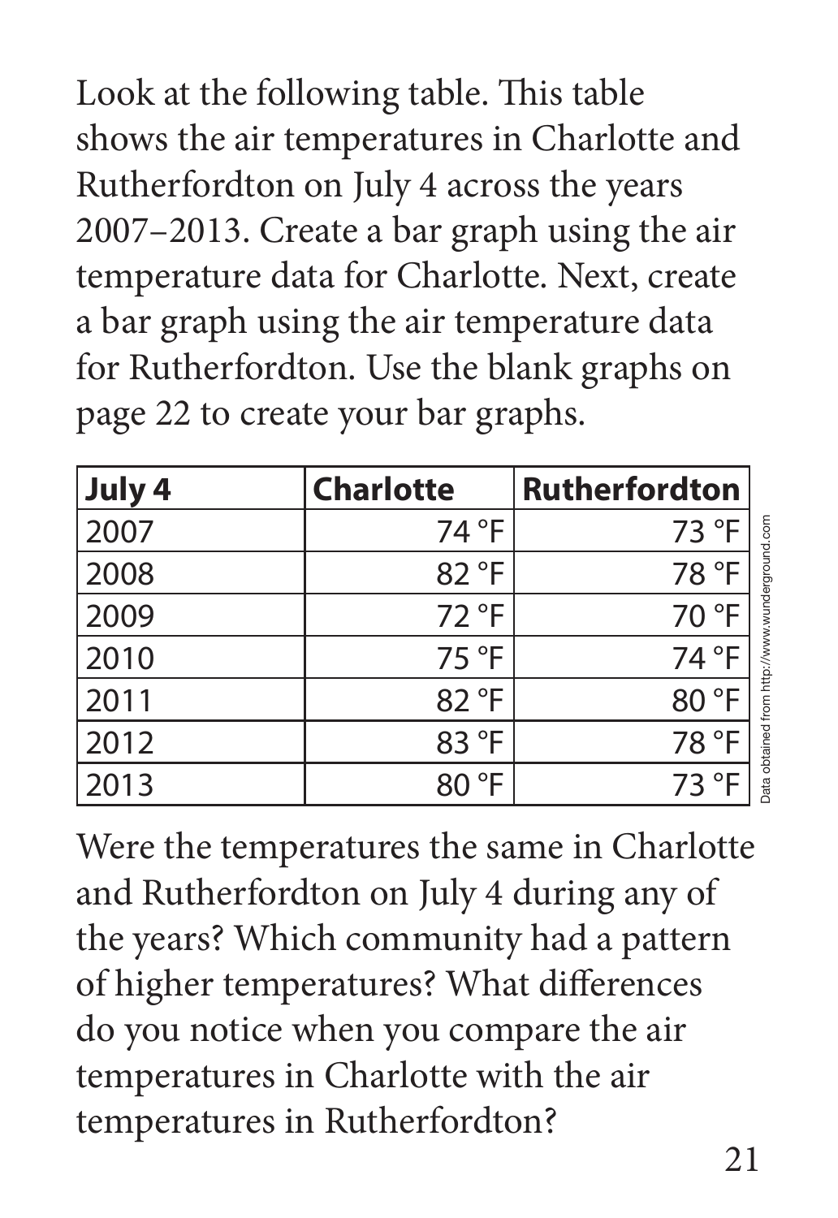Look at the following table. This table shows the air temperatures in Charlotte and Rutherfordton on July 4 across the years 2007–2013. Create a bar graph using the air temperature data for Charlotte. Next, create a bar graph using the air temperature data for Rutherfordton. Use the blank graphs on page 22 to create your bar graphs.

| **July 4** | **Charlotte** | **Rutherfordton** |
|---|---|---|
| 2007 | 74 °F | 73 °F |
| 2008 | 82 °F | 78 °F |
| 2009 | 72 °F | 70 °F |
| 2010 | 75 °F | 74 °F |
| 2011 | 82 °F | 80 °F |
| 2012 | 83 °F | 78 °F |
| 2013 | 80 °F | 73 °F |

Data obtained from http://www.wunderground.com

Were the temperatures the same in Charlotte and Rutherfordton on July 4 during any of the years? Which community had a pattern of higher temperatures? What differences do you notice when you compare the air temperatures in Charlotte with the air temperatures in Rutherfordton?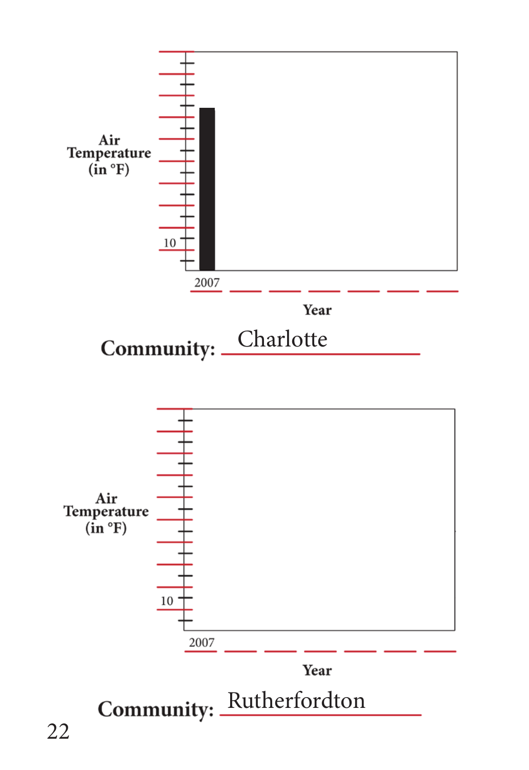Air Temperature (in °F)

10

2007

Year

**Community:** Charlotte

Air Temperature (in °F)

10

2007

Year

**Community:** Rutherfordton